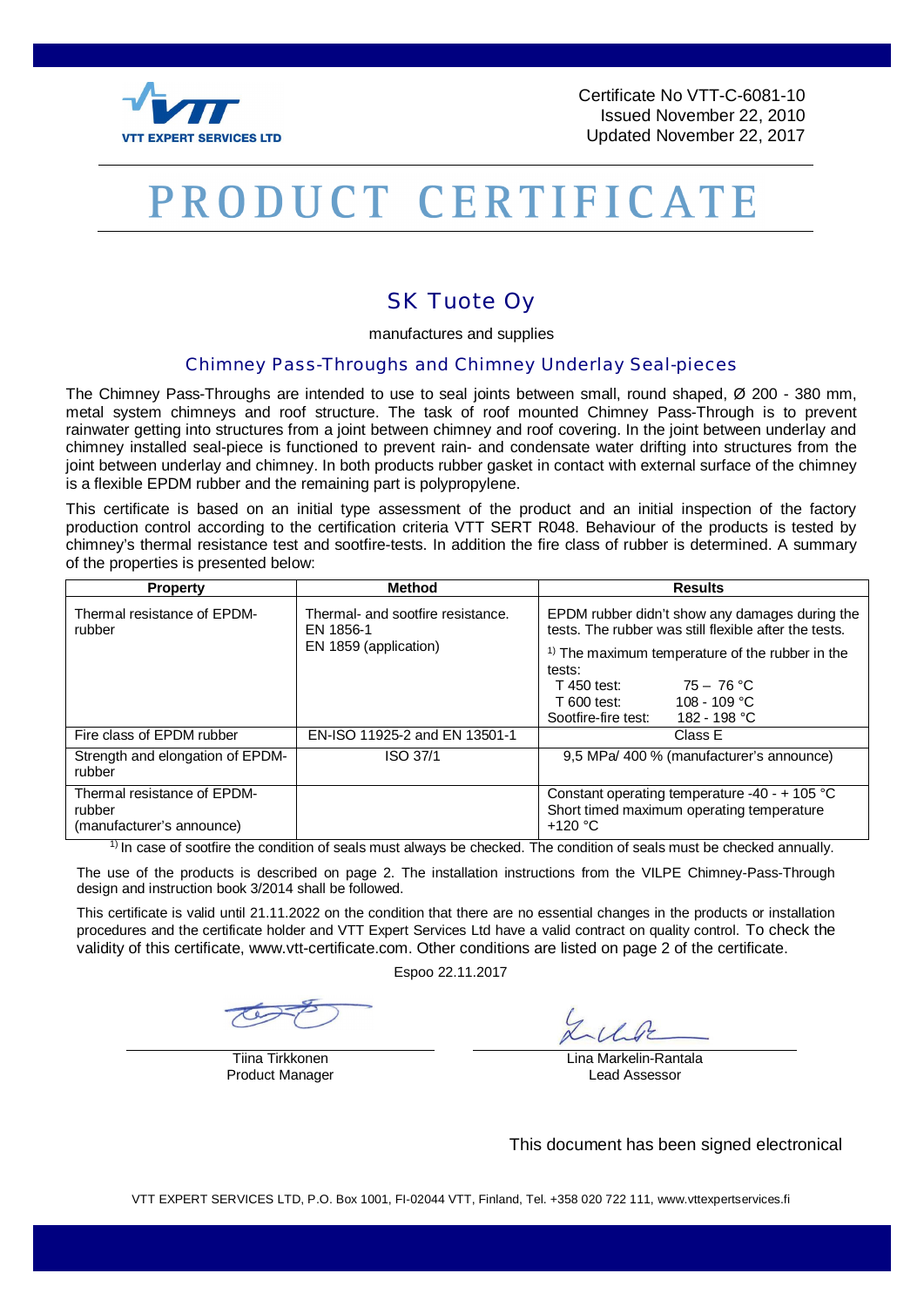VTT EXPERT SERVICES LTD

Certificate No VTT-C-6081-10
Issued November 22, 2010
Updated November 22, 2017

# PRODUCT CERTIFICATE

## SK Tuote Oy

manufactures and supplies

### Chimney Pass-Throughs and Chimney Underlay Seal-pieces

The Chimney Pass-Throughs are intended to use to seal joints between small, round shaped, Ø 200 - 380 mm, metal system chimneys and roof structure. The task of roof mounted Chimney Pass-Through is to prevent rainwater getting into structures from a joint between chimney and roof covering. In the joint between underlay and chimney installed seal-piece is functioned to prevent rain- and condensate water drifting into structures from the joint between underlay and chimney. In both products rubber gasket in contact with external surface of the chimney is a flexible EPDM rubber and the remaining part is polypropylene.

This certificate is based on an initial type assessment of the product and an initial inspection of the factory production control according to the certification criteria VTT SERT R048. Behaviour of the products is tested by chimney's thermal resistance test and sootfire-tests. In addition the fire class of rubber is determined. A summary of the properties is presented below:

| Property | Method | Results |
|---|---|---|
| Thermal resistance of EPDM-rubber | Thermal- and sootfire resistance. EN 1856-1<br>EN 1859 (application) | EPDM rubber didn't show any damages during the tests. The rubber was still flexible after the tests.<br>[1] The maximum temperature of the rubber in the tests:<br>T 450 test: 75 – 76 °C<br>T 600 test: 108 - 109 °C<br>Sootfire-fire test: 182 - 198 °C |
| Fire class of EPDM rubber | EN-ISO 11925-2 and EN 13501-1 | Class E |
| Strength and elongation of EPDM-rubber | ISO 37/1 | 9,5 MPa/ 400 % (manufacturer's announce) |
| Thermal resistance of EPDM-rubber (manufacturer's announce) | | Constant operating temperature -40 - + 105 °C<br>Short timed maximum operating temperature +120 °C |

[1] In case of sootfire the condition of seals must always be checked. The condition of seals must be checked annually.

The use of the products is described on page 2. The installation instructions from the VILPE Chimney-Pass-Through design and instruction book 3/2014 shall be followed.

This certificate is valid until 21.11.2022 on the condition that there are no essential changes in the products or installation procedures and the certificate holder and VTT Expert Services Ltd have a valid contract on quality control. To check the validity of this certificate, www.vtt-certificate.com. Other conditions are listed on page 2 of the certificate.

Espoo 22.11.2017

Tiina Tirkkonen
Product Manager

Lina Markelin-Rantala
Lead Assessor

This document has been signed electronical

VTT EXPERT SERVICES LTD, P.O. Box 1001, FI-02044 VTT, Finland, Tel. +358 020 722 111, www.vttexpertservices.fi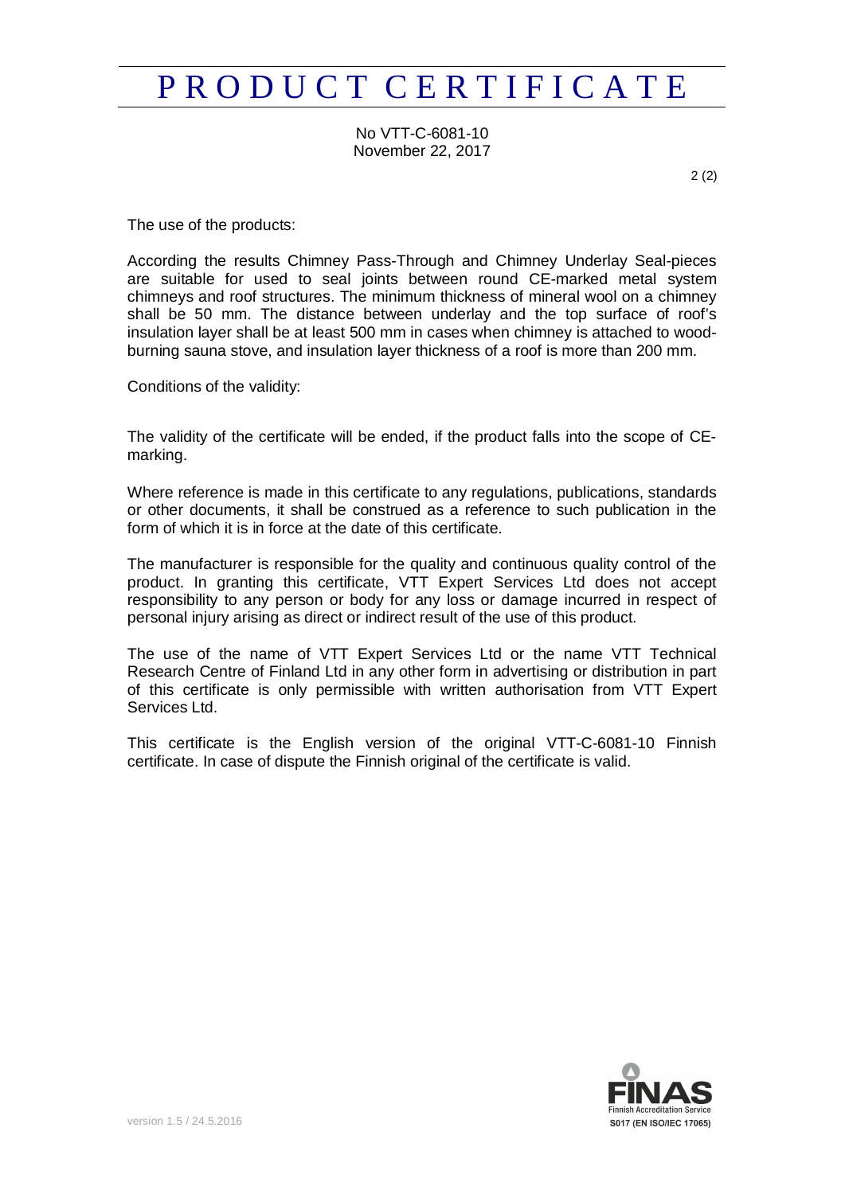# PRODUCT CERTIFICATE

No VTT-C-6081-10
November 22, 2017

The use of the products:

According the results Chimney Pass-Through and Chimney Underlay Seal-pieces are suitable for used to seal joints between round CE-marked metal system chimneys and roof structures. The minimum thickness of mineral wool on a chimney shall be 50 mm. The distance between underlay and the top surface of roof's insulation layer shall be at least 500 mm in cases when chimney is attached to wood-burning sauna stove, and insulation layer thickness of a roof is more than 200 mm.

Conditions of the validity:

The validity of the certificate will be ended, if the product falls into the scope of CE-marking.

Where reference is made in this certificate to any regulations, publications, standards or other documents, it shall be construed as a reference to such publication in the form of which it is in force at the date of this certificate.

The manufacturer is responsible for the quality and continuous quality control of the product. In granting this certificate, VTT Expert Services Ltd does not accept responsibility to any person or body for any loss or damage incurred in respect of personal injury arising as direct or indirect result of the use of this product.

The use of the name of VTT Expert Services Ltd or the name VTT Technical Research Centre of Finland Ltd in any other form in advertising or distribution in part of this certificate is only permissible with written authorisation from VTT Expert Services Ltd.

This certificate is the English version of the original VTT-C-6081-10 Finnish certificate. In case of dispute the Finnish original of the certificate is valid.

version 1.5 / 24.5.2016

FINAS
Finnish Accreditation Service
S017 (EN ISO/IEC 17065)